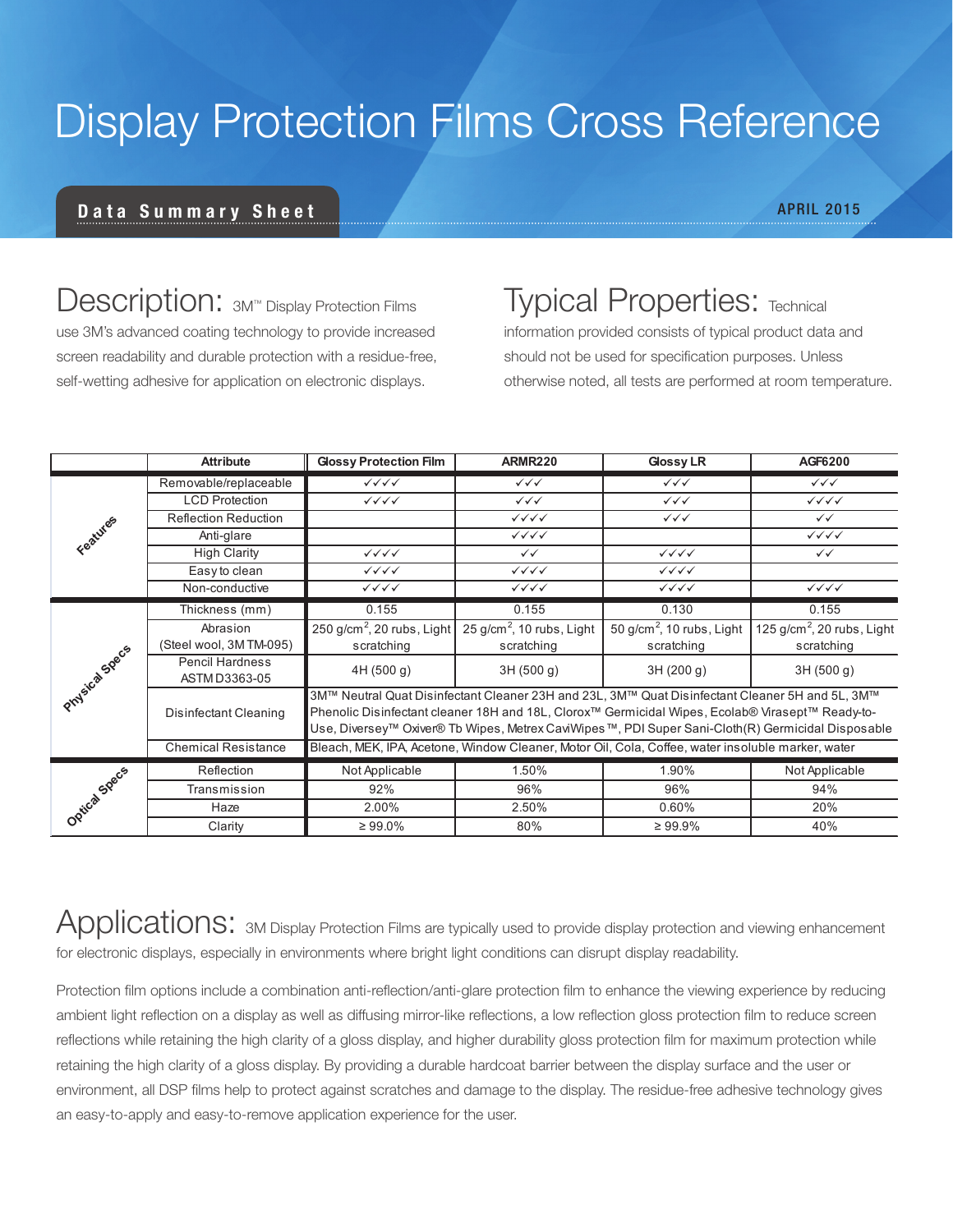# Display Protection Films Cross Reference

**Data Summary Sheet** APRIL 2015

## Description:

3M™ Display Protection Films use 3M's advanced coating technology to provide increased screen readability and durable protection with a residue-free, self-wetting adhesive for application on electronic displays.

## Typical Properties:

Technical information provided consists of typical product data and should not be used for specification purposes. Unless otherwise noted, all tests are performed at room temperature.

| | Attribute | Glossy Protection Film | ARMR220 | Glossy LR | AGF6200 |
|---|---|---|---|---|---|
| Features | Removable/replaceable | ✓✓✓✓ | ✓✓✓ | ✓✓✓ | ✓✓✓ |
| | LCD Protection | ✓✓✓✓ | ✓✓✓ | ✓✓✓ | ✓✓✓✓ |
| | Reflection Reduction | | ✓✓✓✓ | ✓✓✓ | ✓✓ |
| | Anti-glare | | ✓✓✓✓ | | ✓✓✓✓ |
| | High Clarity | ✓✓✓✓ | ✓✓ | ✓✓✓✓ | ✓✓ |
| | Easy to clean | ✓✓✓✓ | ✓✓✓✓ | ✓✓✓✓ | |
| | Non-conductive | ✓✓✓✓ | ✓✓✓✓ | ✓✓✓✓ | ✓✓✓✓ |
| Physical Specs | Thickness (mm) | 0.155 | 0.155 | 0.130 | 0.155 |
| | Abrasion (Steel wool, 3M TM-095) | 250 g/cm$^2$, 20 rubs, Light scratching | 25 g/cm$^2$, 10 rubs, Light scratching | 50 g/cm$^2$, 10 rubs, Light scratching | 125 g/cm$^2$, 20 rubs, Light scratching |
| | Pencil Hardness ASTM D3363-05 | 4H (500 g) | 3H (500 g) | 3H (200 g) | 3H (500 g) |
| | Disinfectant Cleaning | 3M™ Neutral Quat Disinfectant Cleaner 23H and 23L, 3M™ Quat Disinfectant Cleaner 5H and 5L, 3M™ Phenolic Disinfectant cleaner 18H and 18L, Clorox™ Germicidal Wipes, Ecolab® Virasept™ Ready-to-Use, Diversey™ Oxiver® Tb Wipes, Metrex CaviWipes™, PDI Super Sani-Cloth(R) Germicidal Disposable | | | |
| | Chemical Resistance | Bleach, MEK, IPA, Acetone, Window Cleaner, Motor Oil, Cola, Coffee, water insoluble marker, water | | | |
| Optical Specs | Reflection | Not Applicable | 1.50% | 1.90% | Not Applicable |
| | Transmission | 92% | 96% | 96% | 94% |
| | Haze | 2.00% | 2.50% | 0.60% | 20% |
| | Clarity | ≥ 99.0% | 80% | ≥ 99.9% | 40% |

## Applications:

3M Display Protection Films are typically used to provide display protection and viewing enhancement for electronic displays, especially in environments where bright light conditions can disrupt display readability.

Protection film options include a combination anti-reflection/anti-glare protection film to enhance the viewing experience by reducing ambient light reflection on a display as well as diffusing mirror-like reflections, a low reflection gloss protection film to reduce screen reflections while retaining the high clarity of a gloss display, and higher durability gloss protection film for maximum protection while retaining the high clarity of a gloss display. By providing a durable hardcoat barrier between the display surface and the user or environment, all DSP films help to protect against scratches and damage to the display. The residue-free adhesive technology gives an easy-to-apply and easy-to-remove application experience for the user.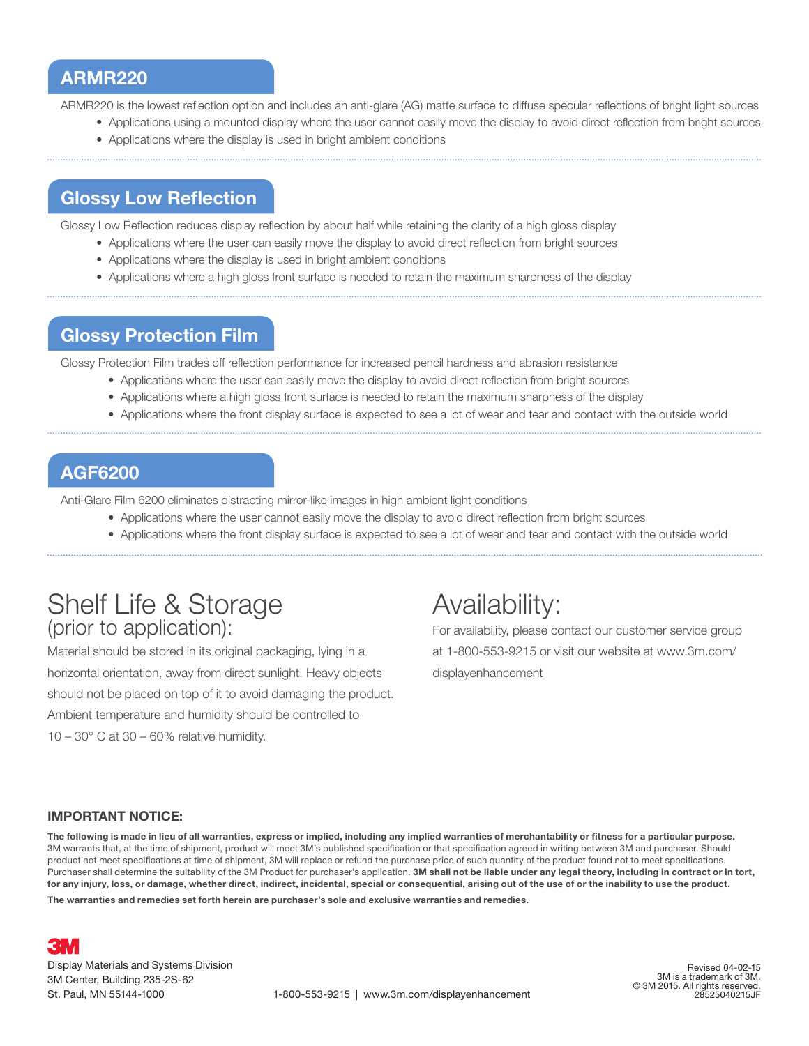## ARMR220

ARMR220 is the lowest reflection option and includes an anti-glare (AG) matte surface to diffuse specular reflections of bright light sources

- Applications using a mounted display where the user cannot easily move the display to avoid direct reflection from bright sources
- Applications where the display is used in bright ambient conditions

## Glossy Low Reflection

Glossy Low Reflection reduces display reflection by about half while retaining the clarity of a high gloss display

- Applications where the user can easily move the display to avoid direct reflection from bright sources
- Applications where the display is used in bright ambient conditions
- Applications where a high gloss front surface is needed to retain the maximum sharpness of the display

## Glossy Protection Film

Glossy Protection Film trades off reflection performance for increased pencil hardness and abrasion resistance

- Applications where the user can easily move the display to avoid direct reflection from bright sources
- Applications where a high gloss front surface is needed to retain the maximum sharpness of the display
- Applications where the front display surface is expected to see a lot of wear and tear and contact with the outside world

## AGF6200

Anti-Glare Film 6200 eliminates distracting mirror-like images in high ambient light conditions

- Applications where the user cannot easily move the display to avoid direct reflection from bright sources
- Applications where the front display surface is expected to see a lot of wear and tear and contact with the outside world

# Shelf Life & Storage (prior to application):

Material should be stored in its original packaging, lying in a horizontal orientation, away from direct sunlight. Heavy objects should not be placed on top of it to avoid damaging the product. Ambient temperature and humidity should be controlled to 10 – 30° C at 30 – 60% relative humidity.

# Availability:

For availability, please contact our customer service group at 1-800-553-9215 or visit our website at www.3m.com/displayenhancement

### IMPORTANT NOTICE:

**The following is made in lieu of all warranties, express or implied, including any implied warranties of merchantability or fitness for a particular purpose.** 3M warrants that, at the time of shipment, product will meet 3M's published specification or that specification agreed in writing between 3M and purchaser. Should product not meet specifications at time of shipment, 3M will replace or refund the purchase price of such quantity of the product found not to meet specifications. Purchaser shall determine the suitability of the 3M Product for purchaser's application. **3M shall not be liable under any legal theory, including in contract or in tort, for any injury, loss, or damage, whether direct, indirect, incidental, special or consequential, arising out of the use of or the inability to use the product.**

**The warranties and remedies set forth herein are purchaser's sole and exclusive warranties and remedies.**

3M

Display Materials and Systems Division
3M Center, Building 235-2S-62
St. Paul, MN 55144-1000

1-800-553-9215 | www.3m.com/displayenhancement

Revised 04-02-15
3M is a trademark of 3M.
© 3M 2015. All rights reserved.
28525040215JF